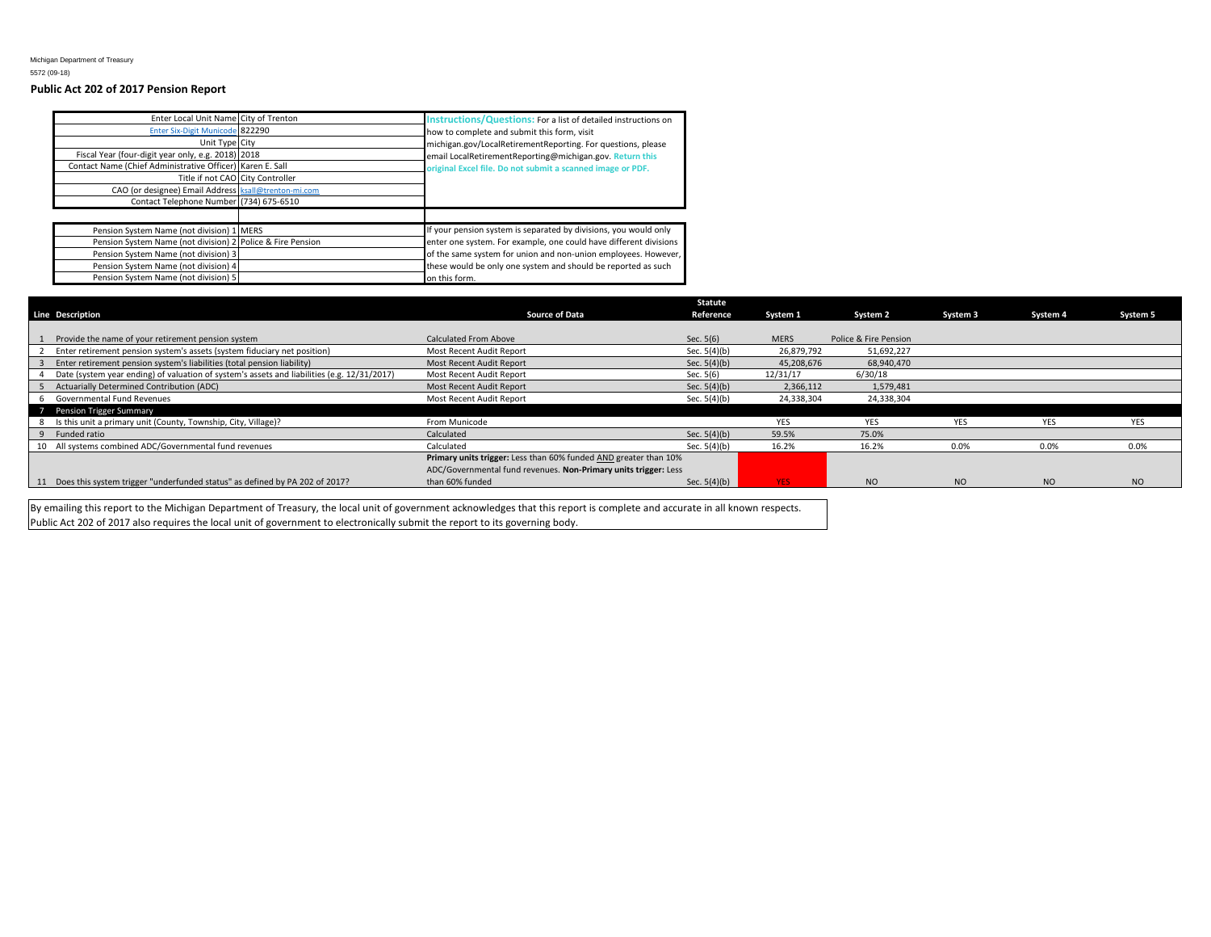Michigan Department of Treasury
5572 (09-18)

**Public Act 202 of 2017 Pension Report**

| | |
|---|---|
| Enter Local Unit Name | City of Trenton |
| Enter Six-Digit Municode | 822290 |
| Unit Type | City |
| Fiscal Year (four-digit year only, e.g. 2018) | 2018 |
| Contact Name (Chief Administrative Officer) | Karen E. Sall |
| Title if not CAO | City Controller |
| CAO (or designee) Email Address | ksall@trenton-mi.com |
| Contact Telephone Number | (734) 675-6510 |

**Instructions/Questions:** For a list of detailed instructions on how to complete and submit this form, visit michigan.gov/LocalRetirementReporting. For questions, please email LocalRetirementReporting@michigan.gov. **Return this original Excel file. Do not submit a scanned image or PDF.**

| | |
|---|---|
| Pension System Name (not division) 1 | MERS |
| Pension System Name (not division) 2 | Police & Fire Pension |
| Pension System Name (not division) 3 | |
| Pension System Name (not division) 4 | |
| Pension System Name (not division) 5 | |

If your pension system is separated by divisions, you would only enter one system. For example, one could have different divisions of the same system for union and non-union employees. However, these would be only one system and should be reported as such on this form.

| Line | Description | Source of Data | Statute Reference | System 1 | System 2 | System 3 | System 4 | System 5 |
|---|---|---|---|---|---|---|---|---|
| 1 | Provide the name of your retirement pension system | Calculated From Above | Sec. 5(6) | MERS | Police & Fire Pension | | | |
| 2 | Enter retirement pension system's assets (system fiduciary net position) | Most Recent Audit Report | Sec. 5(4)(b) | 26,879,792 | 51,692,227 | | | |
| 3 | Enter retirement pension system's liabilities (total pension liability) | Most Recent Audit Report | Sec. 5(4)(b) | 45,208,676 | 68,940,470 | | | |
| 4 | Date (system year ending) of valuation of system's assets and liabilities (e.g. 12/31/2017) | Most Recent Audit Report | Sec. 5(6) | 12/31/17 | 6/30/18 | | | |
| 5 | Actuarially Determined Contribution (ADC) | Most Recent Audit Report | Sec. 5(4)(b) | 2,366,112 | 1,579,481 | | | |
| 6 | Governmental Fund Revenues | Most Recent Audit Report | Sec. 5(4)(b) | 24,338,304 | 24,338,304 | | | |
| 7 | Pension Trigger Summary | | | | | | | |
| 8 | Is this unit a primary unit (County, Township, City, Village)? | From Municode | | YES | YES | YES | YES | YES |
| 9 | Funded ratio | Calculated | Sec. 5(4)(b) | 59.5% | 75.0% | | | |
| 10 | All systems combined ADC/Governmental fund revenues | Calculated | Sec. 5(4)(b) | 16.2% | 16.2% | 0.0% | 0.0% | 0.0% |
| 11 | Does this system trigger "underfunded status" as defined by PA 202 of 2017? | **Primary units trigger:** Less than 60% funded AND greater than 10% ADC/Governmental fund revenues. **Non-Primary units trigger:** Less than 60% funded | Sec. 5(4)(b) | YES | NO | NO | NO | NO |

By emailing this report to the Michigan Department of Treasury, the local unit of government acknowledges that this report is complete and accurate in all known respects.
Public Act 202 of 2017 also requires the local unit of government to electronically submit the report to its governing body.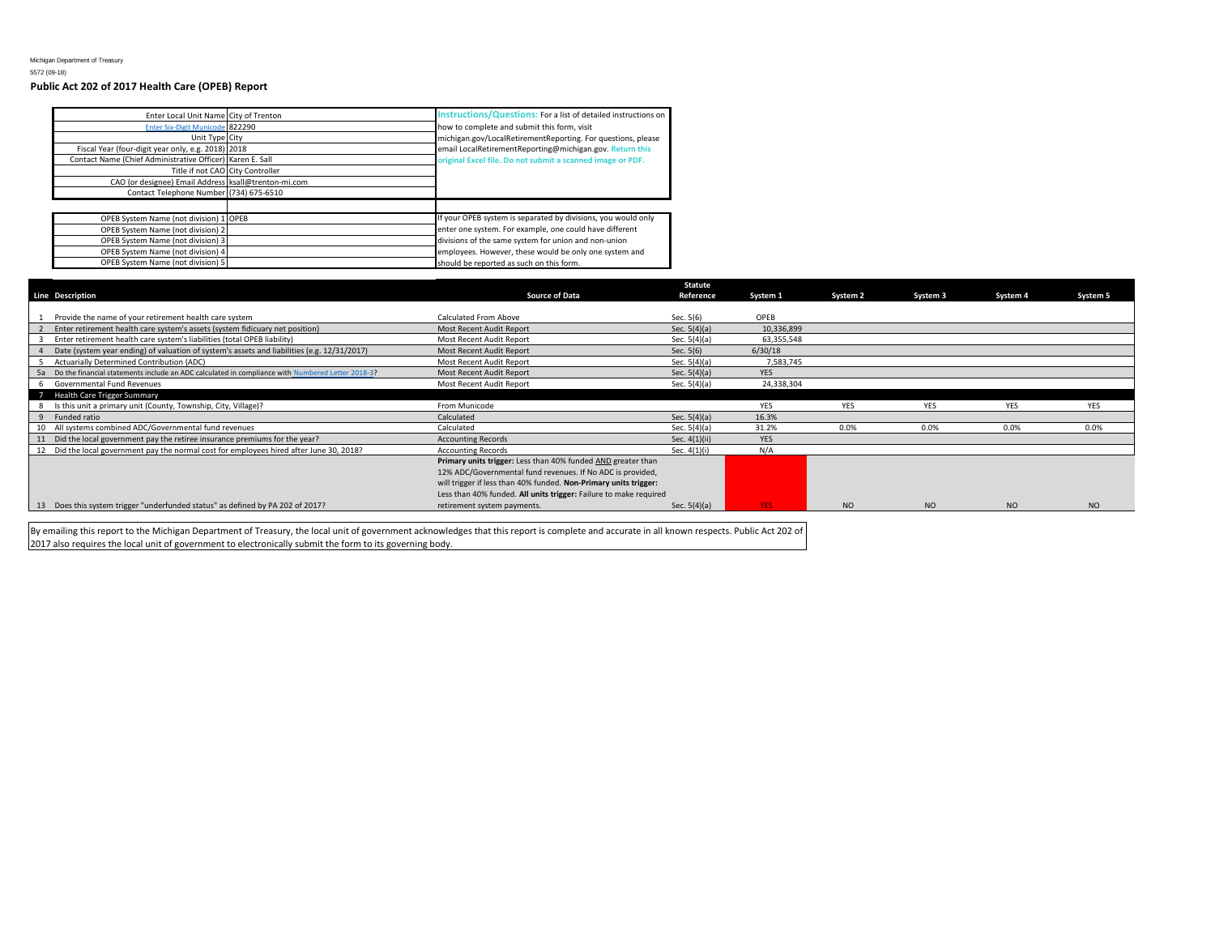Michigan Department of Treasury
5572 (09-18)

**Public Act 202 of 2017 Health Care (OPEB) Report**

| | |
|---|---|
| Enter Local Unit Name | City of Trenton |
| Enter Six-Digit Municode | 822290 |
| Unit Type | City |
| Fiscal Year (four-digit year only, e.g. 2018) | 2018 |
| Contact Name (Chief Administrative Officer) | Karen E. Sall |
| Title if not CAO | City Controller |
| CAO (or designee) Email Address | ksall@trenton-mi.com |
| Contact Telephone Number | (734) 675-6510 |

**Instructions/Questions:** For a list of detailed instructions on how to complete and submit this form, visit michigan.gov/LocalRetirementReporting. For questions, please email LocalRetirementReporting@michigan.gov. **Return this original Excel file. Do not submit a scanned image or PDF.**

| | |
|---|---|
| OPEB System Name (not division) 1 | OPEB |
| OPEB System Name (not division) 2 | |
| OPEB System Name (not division) 3 | |
| OPEB System Name (not division) 4 | |
| OPEB System Name (not division) 5 | |

If your OPEB system is separated by divisions, you would only enter one system. For example, one could have different divisions of the same system for union and non-union employees. However, these would be only one system and should be reported as such on this form.

| Line | Description | Source of Data | Statute Reference | System 1 | System 2 | System 3 | System 4 | System 5 |
|---|---|---|---|---|---|---|---|---|
| 1 | Provide the name of your retirement health care system | Calculated From Above | Sec. 5(6) | OPEB | | | | |
| 2 | Enter retirement health care system's assets (system fiduciary net position) | Most Recent Audit Report | Sec. 5(4)(a) | 10,336,899 | | | | |
| 3 | Enter retirement health care system's liabilities (total OPEB liability) | Most Recent Audit Report | Sec. 5(4)(a) | 63,355,548 | | | | |
| 4 | Date (system year ending) of valuation of system's assets and liabilities (e.g. 12/31/2017) | Most Recent Audit Report | Sec. 5(6) | 6/30/18 | | | | |
| 5 | Actuarially Determined Contribution (ADC) | Most Recent Audit Report | Sec. 5(4)(a) | 7,583,745 | | | | |
| 5a | Do the financial statements include an ADC calculated in compliance with Numbered Letter 2018-3? | Most Recent Audit Report | Sec. 5(4)(a) | YES | | | | |
| 6 | Governmental Fund Revenues | Most Recent Audit Report | Sec. 5(4)(a) | 24,338,304 | | | | |
| 7 | Health Care Trigger Summary | | | | | | | |
| 8 | Is this unit a primary unit (County, Township, City, Village)? | From Municode | | YES | YES | YES | YES | YES |
| 9 | Funded ratio | Calculated | Sec. 5(4)(a) | 16.3% | | | | |
| 10 | All systems combined ADC/Governmental fund revenues | Calculated | Sec. 5(4)(a) | 31.2% | 0.0% | 0.0% | 0.0% | 0.0% |
| 11 | Did the local government pay the retiree insurance premiums for the year? | Accounting Records | Sec. 4(1)(ii) | YES | | | | |
| 12 | Did the local government pay the normal cost for employees hired after June 30, 2018? | Accounting Records | Sec. 4(1)(i) | N/A | | | | |
| 13 | Does this system trigger "underfunded status" as defined by PA 202 of 2017? | **Primary units trigger:** Less than 40% funded AND greater than 12% ADC/Governmental fund revenues. If No ADC is provided, will trigger if less than 40% funded. **Non-Primary units trigger:** Less than 40% funded. **All units trigger:** Failure to make required retirement system payments. | Sec. 5(4)(a) | YES | NO | NO | NO | NO |

By emailing this report to the Michigan Department of Treasury, the local unit of government acknowledges that this report is complete and accurate in all known respects. Public Act 202 of 2017 also requires the local unit of government to electronically submit the form to its governing body.